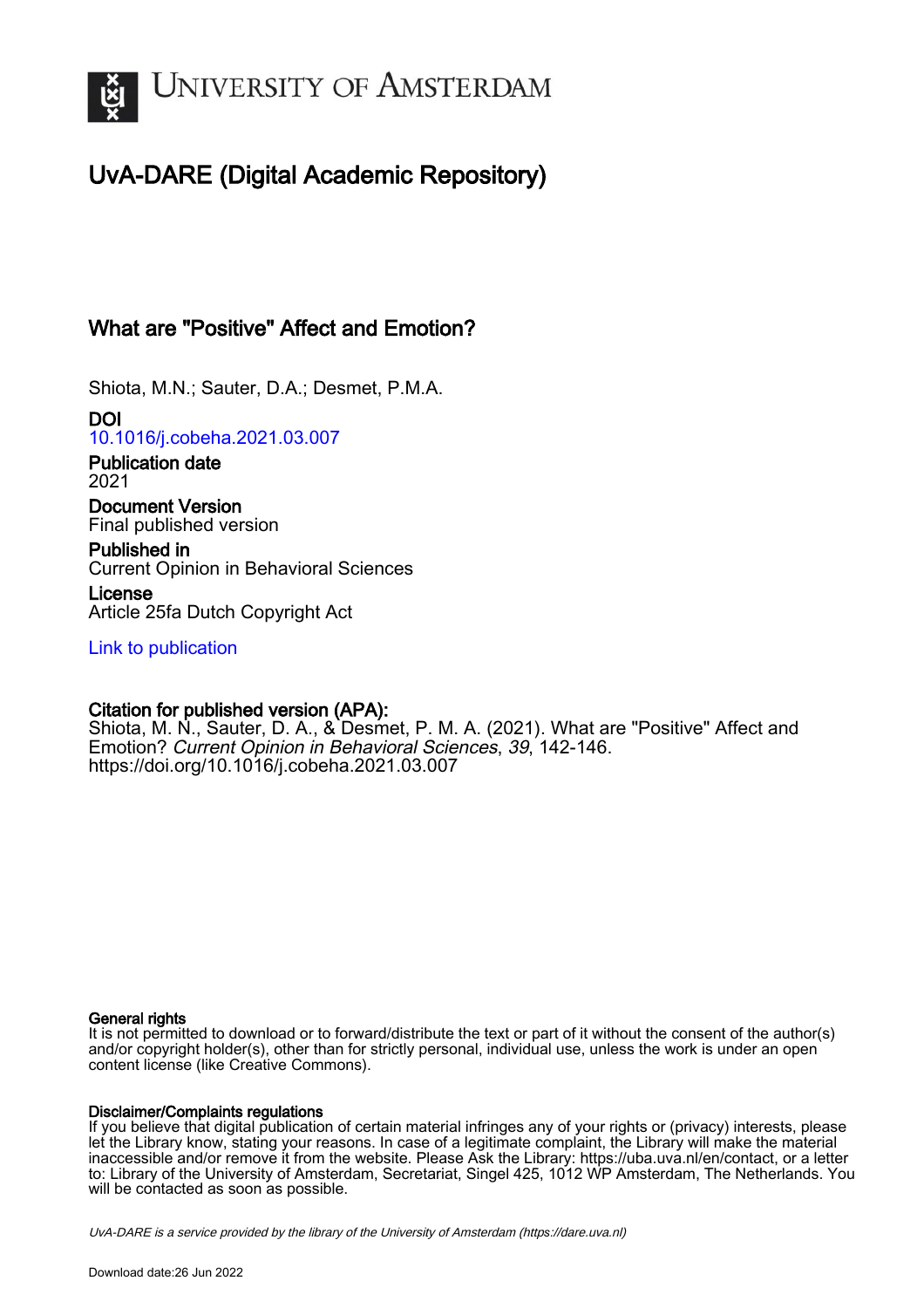# UNIVERSITY OF AMSTERDAM

## UvA-DARE (Digital Academic Repository)

### What are "Positive" Affect and Emotion?

Shiota, M.N.; Sauter, D.A.; Desmet, P.M.A.

**DOI**
10.1016/j.cobeha.2021.03.007

**Publication date**
2021

**Document Version**
Final published version

**Published in**
Current Opinion in Behavioral Sciences

**License**
Article 25fa Dutch Copyright Act

Link to publication

**Citation for published version (APA):**
Shiota, M. N., Sauter, D. A., & Desmet, P. M. A. (2021). What are "Positive" Affect and Emotion? *Current Opinion in Behavioral Sciences*, *39*, 142-146. https://doi.org/10.1016/j.cobeha.2021.03.007

**General rights**
It is not permitted to download or to forward/distribute the text or part of it without the consent of the author(s) and/or copyright holder(s), other than for strictly personal, individual use, unless the work is under an open content license (like Creative Commons).

**Disclaimer/Complaints regulations**
If you believe that digital publication of certain material infringes any of your rights or (privacy) interests, please let the Library know, stating your reasons. In case of a legitimate complaint, the Library will make the material inaccessible and/or remove it from the website. Please Ask the Library: https://uba.uva.nl/en/contact, or a letter to: Library of the University of Amsterdam, Secretariat, Singel 425, 1012 WP Amsterdam, The Netherlands. You will be contacted as soon as possible.

*UvA-DARE is a service provided by the library of the University of Amsterdam (https://dare.uva.nl)*

Download date:26 Jun 2022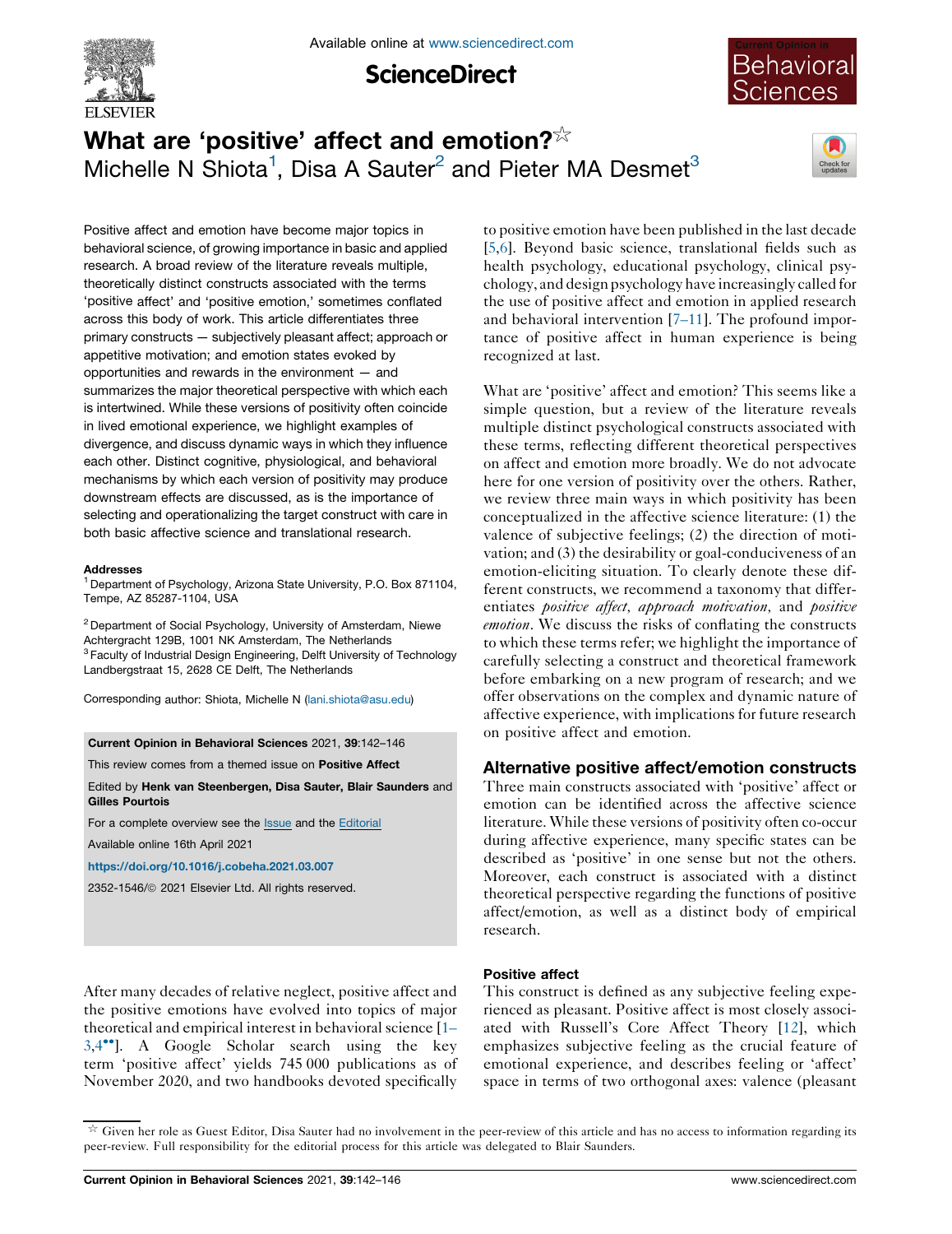# What are 'positive' affect and emotion?☆

Michelle N Shiota[1], Disa A Sauter[2] and Pieter MA Desmet[3]

Positive affect and emotion have become major topics in behavioral science, of growing importance in basic and applied research. A broad review of the literature reveals multiple, theoretically distinct constructs associated with the terms 'positive affect' and 'positive emotion,' sometimes conflated across this body of work. This article differentiates three primary constructs — subjectively pleasant affect; approach or appetitive motivation; and emotion states evoked by opportunities and rewards in the environment — and summarizes the major theoretical perspective with which each is intertwined. While these versions of positivity often coincide in lived emotional experience, we highlight examples of divergence, and discuss dynamic ways in which they influence each other. Distinct cognitive, physiological, and behavioral mechanisms by which each version of positivity may produce downstream effects are discussed, as is the importance of selecting and operationalizing the target construct with care in both basic affective science and translational research.

**Addresses**

[1] Department of Psychology, Arizona State University, P.O. Box 871104, Tempe, AZ 85287-1104, USA

[2] Department of Social Psychology, University of Amsterdam, Niewe Achtergracht 129B, 1001 NK Amsterdam, The Netherlands

[3] Faculty of Industrial Design Engineering, Delft University of Technology Landbergstraat 15, 2628 CE Delft, The Netherlands

Corresponding author: Shiota, Michelle N (lani.shiota@asu.edu)

**Current Opinion in Behavioral Sciences** 2021, **39**:142–146

This review comes from a themed issue on **Positive Affect**

Edited by **Henk van Steenbergen, Disa Sauter, Blair Saunders** and **Gilles Pourtois**

For a complete overview see the Issue and the Editorial

Available online 16th April 2021

https://doi.org/10.1016/j.cobeha.2021.03.007

2352-1546/© 2021 Elsevier Ltd. All rights reserved.

After many decades of relative neglect, positive affect and the positive emotions have evolved into topics of major theoretical and empirical interest in behavioral science [1–3,4••]. A Google Scholar search using the key term 'positive affect' yields 745 000 publications as of November 2020, and two handbooks devoted specifically to positive emotion have been published in the last decade [5,6]. Beyond basic science, translational fields such as health psychology, educational psychology, clinical psychology, and design psychology have increasingly called for the use of positive affect and emotion in applied research and behavioral intervention [7–11]. The profound importance of positive affect in human experience is being recognized at last.

What are 'positive' affect and emotion? This seems like a simple question, but a review of the literature reveals multiple distinct psychological constructs associated with these terms, reflecting different theoretical perspectives on affect and emotion more broadly. We do not advocate here for one version of positivity over the others. Rather, we review three main ways in which positivity has been conceptualized in the affective science literature: (1) the valence of subjective feelings; (2) the direction of motivation; and (3) the desirability or goal-conduciveness of an emotion-eliciting situation. To clearly denote these different constructs, we recommend a taxonomy that differentiates *positive affect*, *approach motivation*, and *positive emotion*. We discuss the risks of conflating the constructs to which these terms refer; we highlight the importance of carefully selecting a construct and theoretical framework before embarking on a new program of research; and we offer observations on the complex and dynamic nature of affective experience, with implications for future research on positive affect and emotion.

## Alternative positive affect/emotion constructs

Three main constructs associated with 'positive' affect or emotion can be identified across the affective science literature. While these versions of positivity often co-occur during affective experience, many specific states can be described as 'positive' in one sense but not the others. Moreover, each construct is associated with a distinct theoretical perspective regarding the functions of positive affect/emotion, as well as a distinct body of empirical research.

### Positive affect

This construct is defined as any subjective feeling experienced as pleasant. Positive affect is most closely associated with Russell's Core Affect Theory [12], which emphasizes subjective feeling as the crucial feature of emotional experience, and describes feeling or 'affect' space in terms of two orthogonal axes: valence (pleasant

☆ Given her role as Guest Editor, Disa Sauter had no involvement in the peer-review of this article and has no access to information regarding its peer-review. Full responsibility for the editorial process for this article was delegated to Blair Saunders.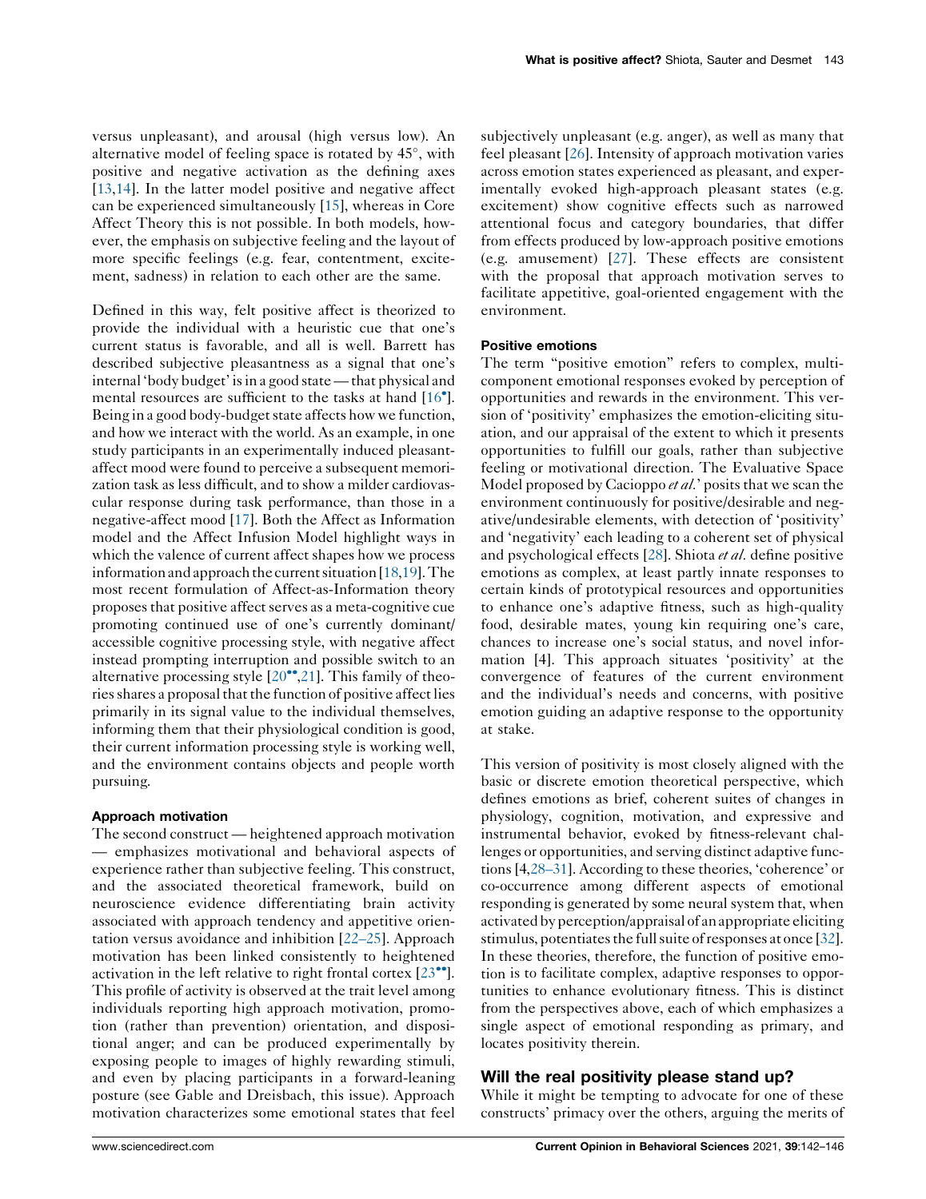versus unpleasant), and arousal (high versus low). An alternative model of feeling space is rotated by 45°, with positive and negative activation as the defining axes [13,14]. In the latter model positive and negative affect can be experienced simultaneously [15], whereas in Core Affect Theory this is not possible. In both models, however, the emphasis on subjective feeling and the layout of more specific feelings (e.g. fear, contentment, excitement, sadness) in relation to each other are the same.

Defined in this way, felt positive affect is theorized to provide the individual with a heuristic cue that one's current status is favorable, and all is well. Barrett has described subjective pleasantness as a signal that one's internal 'body budget' is in a good state — that physical and mental resources are sufficient to the tasks at hand [16•]. Being in a good body-budget state affects how we function, and how we interact with the world. As an example, in one study participants in an experimentally induced pleasant-affect mood were found to perceive a subsequent memorization task as less difficult, and to show a milder cardiovascular response during task performance, than those in a negative-affect mood [17]. Both the Affect as Information model and the Affect Infusion Model highlight ways in which the valence of current affect shapes how we process information and approach the current situation [18,19]. The most recent formulation of Affect-as-Information theory proposes that positive affect serves as a meta-cognitive cue promoting continued use of one's currently dominant/accessible cognitive processing style, with negative affect instead prompting interruption and possible switch to an alternative processing style [20••,21]. This family of theories shares a proposal that the function of positive affect lies primarily in its signal value to the individual themselves, informing them that their physiological condition is good, their current information processing style is working well, and the environment contains objects and people worth pursuing.

### Approach motivation

The second construct — heightened approach motivation — emphasizes motivational and behavioral aspects of experience rather than subjective feeling. This construct, and the associated theoretical framework, build on neuroscience evidence differentiating brain activity associated with approach tendency and appetitive orientation versus avoidance and inhibition [22–25]. Approach motivation has been linked consistently to heightened activation in the left relative to right frontal cortex [23••]. This profile of activity is observed at the trait level among individuals reporting high approach motivation, promotion (rather than prevention) orientation, and dispositional anger; and can be produced experimentally by exposing people to images of highly rewarding stimuli, and even by placing participants in a forward-leaning posture (see Gable and Dreisbach, this issue). Approach motivation characterizes some emotional states that feel subjectively unpleasant (e.g. anger), as well as many that feel pleasant [26]. Intensity of approach motivation varies across emotion states experienced as pleasant, and experimentally evoked high-approach pleasant states (e.g. excitement) show cognitive effects such as narrowed attentional focus and category boundaries, that differ from effects produced by low-approach positive emotions (e.g. amusement) [27]. These effects are consistent with the proposal that approach motivation serves to facilitate appetitive, goal-oriented engagement with the environment.

### Positive emotions

The term "positive emotion" refers to complex, multi-component emotional responses evoked by perception of opportunities and rewards in the environment. This version of 'positivity' emphasizes the emotion-eliciting situation, and our appraisal of the extent to which it presents opportunities to fulfill our goals, rather than subjective feeling or motivational direction. The Evaluative Space Model proposed by Cacioppo *et al.*' posits that we scan the environment continuously for positive/desirable and negative/undesirable elements, with detection of 'positivity' and 'negativity' each leading to a coherent set of physical and psychological effects [28]. Shiota *et al.* define positive emotions as complex, at least partly innate responses to certain kinds of prototypical resources and opportunities to enhance one's adaptive fitness, such as high-quality food, desirable mates, young kin requiring one's care, chances to increase one's social status, and novel information [4]. This approach situates 'positivity' at the convergence of features of the current environment and the individual's needs and concerns, with positive emotion guiding an adaptive response to the opportunity at stake.

This version of positivity is most closely aligned with the basic or discrete emotion theoretical perspective, which defines emotions as brief, coherent suites of changes in physiology, cognition, motivation, and expressive and instrumental behavior, evoked by fitness-relevant challenges or opportunities, and serving distinct adaptive functions [4,28–31]. According to these theories, 'coherence' or co-occurrence among different aspects of emotional responding is generated by some neural system that, when activated by perception/appraisal of an appropriate eliciting stimulus, potentiates the full suite of responses at once [32]. In these theories, therefore, the function of positive emotion is to facilitate complex, adaptive responses to opportunities to enhance evolutionary fitness. This is distinct from the perspectives above, each of which emphasizes a single aspect of emotional responding as primary, and locates positivity therein.

## Will the real positivity please stand up?

While it might be tempting to advocate for one of these constructs' primacy over the others, arguing the merits of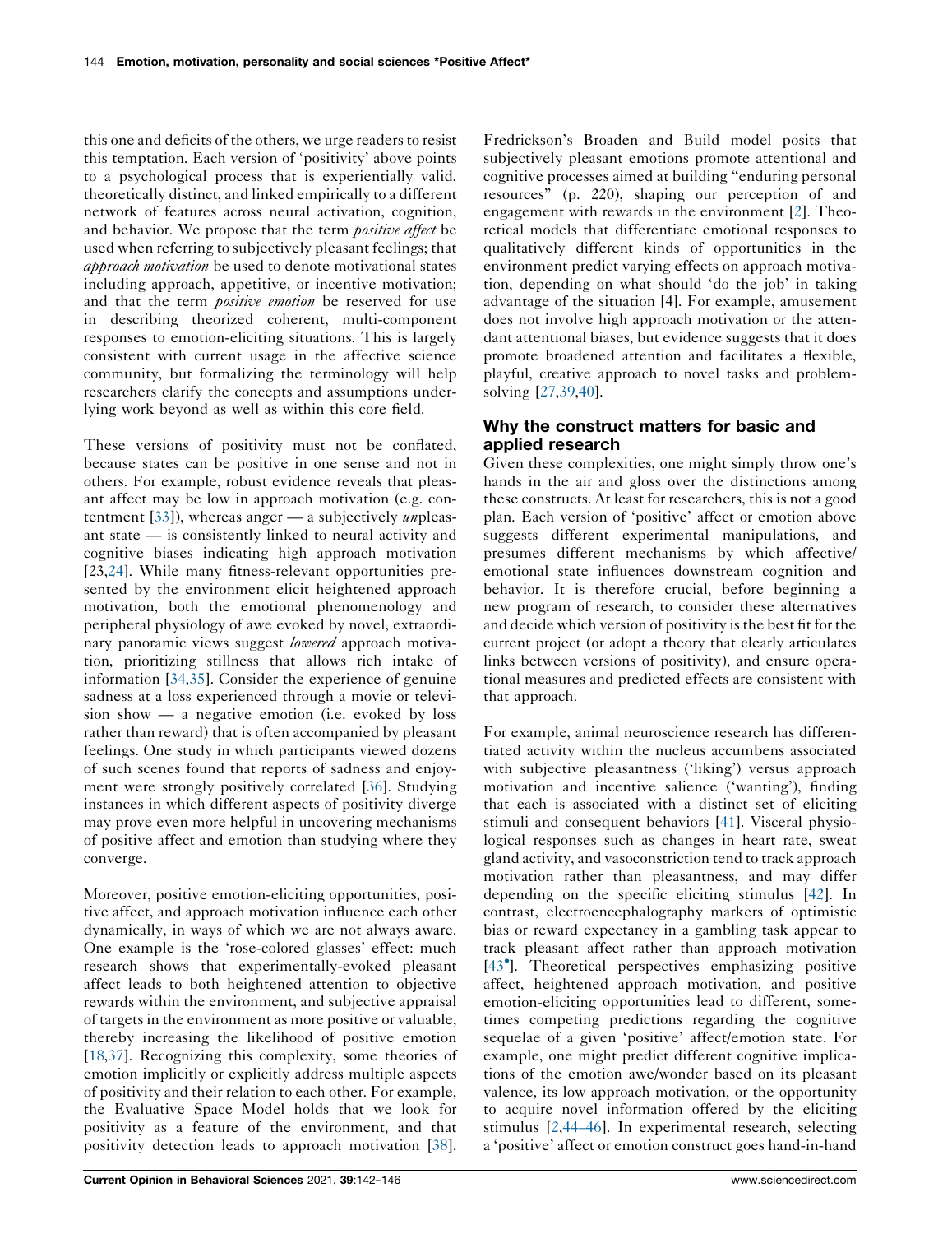this one and deficits of the others, we urge readers to resist this temptation. Each version of 'positivity' above points to a psychological process that is experientially valid, theoretically distinct, and linked empirically to a different network of features across neural activation, cognition, and behavior. We propose that the term *positive affect* be used when referring to subjectively pleasant feelings; that *approach motivation* be used to denote motivational states including approach, appetitive, or incentive motivation; and that the term *positive emotion* be reserved for use in describing theorized coherent, multi-component responses to emotion-eliciting situations. This is largely consistent with current usage in the affective science community, but formalizing the terminology will help researchers clarify the concepts and assumptions underlying work beyond as well as within this core field.

These versions of positivity must not be conflated, because states can be positive in one sense and not in others. For example, robust evidence reveals that pleasant affect may be low in approach motivation (e.g. contentment [33]), whereas anger — a subjectively *un*pleasant state — is consistently linked to neural activity and cognitive biases indicating high approach motivation [23,24]. While many fitness-relevant opportunities presented by the environment elicit heightened approach motivation, both the emotional phenomenology and peripheral physiology of awe evoked by novel, extraordinary panoramic views suggest *lowered* approach motivation, prioritizing stillness that allows rich intake of information [34,35]. Consider the experience of genuine sadness at a loss experienced through a movie or television show — a negative emotion (i.e. evoked by loss rather than reward) that is often accompanied by pleasant feelings. One study in which participants viewed dozens of such scenes found that reports of sadness and enjoyment were strongly positively correlated [36]. Studying instances in which different aspects of positivity diverge may prove even more helpful in uncovering mechanisms of positive affect and emotion than studying where they converge.

Moreover, positive emotion-eliciting opportunities, positive affect, and approach motivation influence each other dynamically, in ways of which we are not always aware. One example is the 'rose-colored glasses' effect: much research shows that experimentally-evoked pleasant affect leads to both heightened attention to objective rewards within the environment, and subjective appraisal of targets in the environment as more positive or valuable, thereby increasing the likelihood of positive emotion [18,37]. Recognizing this complexity, some theories of emotion implicitly or explicitly address multiple aspects of positivity and their relation to each other. For example, the Evaluative Space Model holds that we look for positivity as a feature of the environment, and that positivity detection leads to approach motivation [38]. Fredrickson's Broaden and Build model posits that subjectively pleasant emotions promote attentional and cognitive processes aimed at building "enduring personal resources" (p. 220), shaping our perception of and engagement with rewards in the environment [2]. Theoretical models that differentiate emotional responses to qualitatively different kinds of opportunities in the environment predict varying effects on approach motivation, depending on what should 'do the job' in taking advantage of the situation [4]. For example, amusement does not involve high approach motivation or the attendant attentional biases, but evidence suggests that it does promote broadened attention and facilitates a flexible, playful, creative approach to novel tasks and problem-solving [27,39,40].

## Why the construct matters for basic and applied research

Given these complexities, one might simply throw one's hands in the air and gloss over the distinctions among these constructs. At least for researchers, this is not a good plan. Each version of 'positive' affect or emotion above suggests different experimental manipulations, and presumes different mechanisms by which affective/emotional state influences downstream cognition and behavior. It is therefore crucial, before beginning a new program of research, to consider these alternatives and decide which version of positivity is the best fit for the current project (or adopt a theory that clearly articulates links between versions of positivity), and ensure operational measures and predicted effects are consistent with that approach.

For example, animal neuroscience research has differentiated activity within the nucleus accumbens associated with subjective pleasantness ('liking') versus approach motivation and incentive salience ('wanting'), finding that each is associated with a distinct set of eliciting stimuli and consequent behaviors [41]. Visceral physiological responses such as changes in heart rate, sweat gland activity, and vasoconstriction tend to track approach motivation rather than pleasantness, and may differ depending on the specific eliciting stimulus [42]. In contrast, electroencephalography markers of optimistic bias or reward expectancy in a gambling task appear to track pleasant affect rather than approach motivation [43•]. Theoretical perspectives emphasizing positive affect, heightened approach motivation, and positive emotion-eliciting opportunities lead to different, sometimes competing predictions regarding the cognitive sequelae of a given 'positive' affect/emotion state. For example, one might predict different cognitive implications of the emotion awe/wonder based on its pleasant valence, its low approach motivation, or the opportunity to acquire novel information offered by the eliciting stimulus [2,44–46]. In experimental research, selecting a 'positive' affect or emotion construct goes hand-in-hand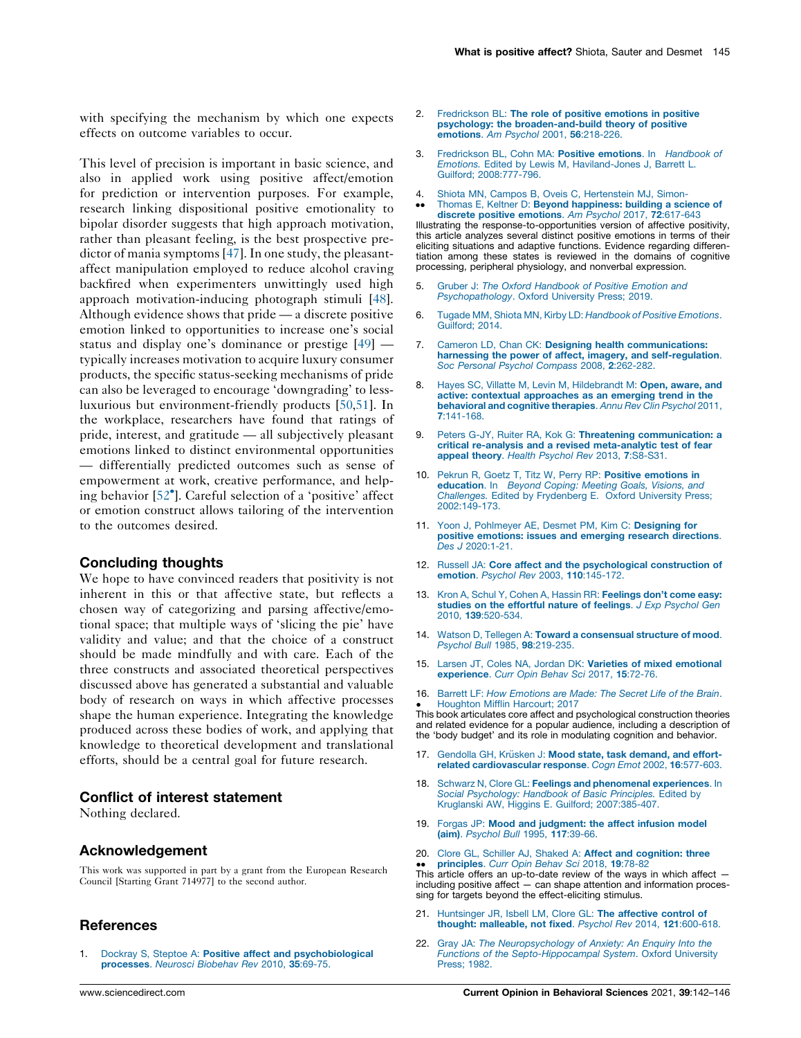with specifying the mechanism by which one expects effects on outcome variables to occur.

This level of precision is important in basic science, and also in applied work using positive affect/emotion for prediction or intervention purposes. For example, research linking dispositional positive emotionality to bipolar disorder suggests that high approach motivation, rather than pleasant feeling, is the best prospective predictor of mania symptoms [47]. In one study, the pleasant-affect manipulation employed to reduce alcohol craving backfired when experimenters unwittingly used high approach motivation-inducing photograph stimuli [48]. Although evidence shows that pride — a discrete positive emotion linked to opportunities to increase one's social status and display one's dominance or prestige [49] — typically increases motivation to acquire luxury consumer products, the specific status-seeking mechanisms of pride can also be leveraged to encourage 'downgrading' to less-luxurious but environment-friendly products [50,51]. In the workplace, researchers have found that ratings of pride, interest, and gratitude — all subjectively pleasant emotions linked to distinct environmental opportunities — differentially predicted outcomes such as sense of empowerment at work, creative performance, and helping behavior [52•]. Careful selection of a 'positive' affect or emotion construct allows tailoring of the intervention to the outcomes desired.

## Concluding thoughts

We hope to have convinced readers that positivity is not inherent in this or that affective state, but reflects a chosen way of categorizing and parsing affective/emotional space; that multiple ways of 'slicing the pie' have validity and value; and that the choice of a construct should be made mindfully and with care. Each of the three constructs and associated theoretical perspectives discussed above has generated a substantial and valuable body of research on ways in which affective processes shape the human experience. Integrating the knowledge produced across these bodies of work, and applying that knowledge to theoretical development and translational efforts, should be a central goal for future research.

## Conflict of interest statement

Nothing declared.

## Acknowledgement

This work was supported in part by a grant from the European Research Council [Starting Grant 714977] to the second author.

## References

1. Dockray S, Steptoe A: **Positive affect and psychobiological processes**. *Neurosci Biobehav Rev* 2010, **35**:69-75.

2. Fredrickson BL: **The role of positive emotions in positive psychology: the broaden-and-build theory of positive emotions**. *Am Psychol* 2001, **56**:218-226.

3. Fredrickson BL, Cohn MA: **Positive emotions**. In *Handbook of Emotions*. Edited by Lewis M, Haviland-Jones J, Barrett L. Guilford; 2008:777-796.

4. •• Shiota MN, Campos B, Oveis C, Hertenstein MJ, Simon-Thomas E, Keltner D: **Beyond happiness: building a science of discrete positive emotions**. *Am Psychol* 2017, **72**:617-643
Illustrating the response-to-opportunities version of affective positivity, this article analyzes several distinct positive emotions in terms of their eliciting situations and adaptive functions. Evidence regarding differentiation among these states is reviewed in the domains of cognitive processing, peripheral physiology, and nonverbal expression.

5. Gruber J: *The Oxford Handbook of Positive Emotion and Psychopathology*. Oxford University Press; 2019.

6. Tugade MM, Shiota MN, Kirby LD: *Handbook of Positive Emotions*. Guilford; 2014.

7. Cameron LD, Chan CK: **Designing health communications: harnessing the power of affect, imagery, and self-regulation**. *Soc Personal Psychol Compass* 2008, **2**:262-282.

8. Hayes SC, Villatte M, Levin M, Hildebrandt M: **Open, aware, and active: contextual approaches as an emerging trend in the behavioral and cognitive therapies**. *Annu Rev Clin Psychol* 2011, **7**:141-168.

9. Peters G-JY, Ruiter RA, Kok G: **Threatening communication: a critical re-analysis and a revised meta-analytic test of fear appeal theory**. *Health Psychol Rev* 2013, **7**:S8-S31.

10. Pekrun R, Goetz T, Titz W, Perry RP: **Positive emotions in education**. In *Beyond Coping: Meeting Goals, Visions, and Challenges*. Edited by Frydenberg E. Oxford University Press; 2002:149-173.

11. Yoon J, Pohlmeyer AE, Desmet PM, Kim C: **Designing for positive emotions: issues and emerging research directions**. *Des J* 2020:1-21.

12. Russell JA: **Core affect and the psychological construction of emotion**. *Psychol Rev* 2003, **110**:145-172.

13. Kron A, Schul Y, Cohen A, Hassin RR: **Feelings don't come easy: studies on the effortful nature of feelings**. *J Exp Psychol Gen* 2010, **139**:520-534.

14. Watson D, Tellegen A: **Toward a consensual structure of mood**. *Psychol Bull* 1985, **98**:219-235.

15. Larsen JT, Coles NA, Jordan DK: **Varieties of mixed emotional experience**. *Curr Opin Behav Sci* 2017, **15**:72-76.

16. • Barrett LF: *How Emotions are Made: The Secret Life of the Brain*. Houghton Mifflin Harcourt; 2017
This book articulates core affect and psychological construction theories and related evidence for a popular audience, including a description of the 'body budget' and its role in modulating cognition and behavior.

17. Gendolla GH, Krüsken J: **Mood state, task demand, and effort-related cardiovascular response**. *Cogn Emot* 2002, **16**:577-603.

18. Schwarz N, Clore GL: **Feelings and phenomenal experiences**. In *Social Psychology: Handbook of Basic Principles*. Edited by Kruglanski AW, Higgins E. Guilford; 2007:385-407.

19. Forgas JP: **Mood and judgment: the affect infusion model (aim)**. *Psychol Bull* 1995, **117**:39-66.

20. •• Clore GL, Schiller AJ, Shaked A: **Affect and cognition: three principles**. *Curr Opin Behav Sci* 2018, **19**:78-82
This article offers an up-to-date review of the ways in which affect — including positive affect — can shape attention and information processing for targets beyond the effect-eliciting stimulus.

21. Huntsinger JR, Isbell LM, Clore GL: **The affective control of thought: malleable, not fixed**. *Psychol Rev* 2014, **121**:600-618.

22. Gray JA: *The Neuropsychology of Anxiety: An Enquiry Into the Functions of the Septo-Hippocampal System*. Oxford University Press; 1982.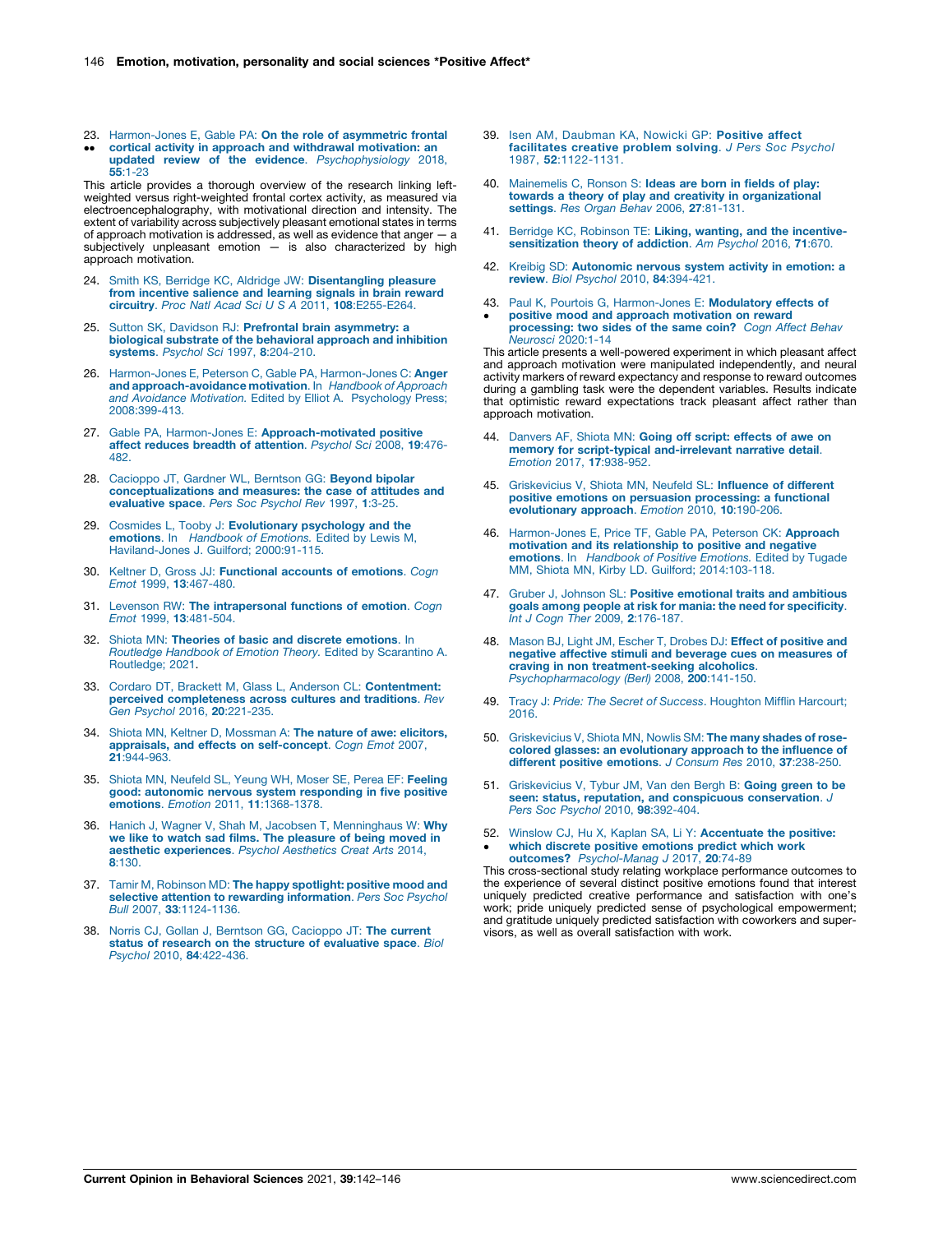23. Harmon-Jones E, Gable PA: **On the role of asymmetric frontal cortical activity in approach and withdrawal motivation: an updated review of the evidence**. *Psychophysiology* 2018, **55**:1-23
••

This article provides a thorough overview of the research linking left-weighted versus right-weighted frontal cortex activity, as measured via electroencephalography, with motivational direction and intensity. The extent of variability across subjectively pleasant emotional states in terms of approach motivation is addressed, as well as evidence that anger — a subjectively unpleasant emotion — is also characterized by high approach motivation.

24. Smith KS, Berridge KC, Aldridge JW: **Disentangling pleasure from incentive salience and learning signals in brain reward circuitry**. *Proc Natl Acad Sci U S A* 2011, **108**:E255-E264.

25. Sutton SK, Davidson RJ: **Prefrontal brain asymmetry: a biological substrate of the behavioral approach and inhibition systems**. *Psychol Sci* 1997, **8**:204-210.

26. Harmon-Jones E, Peterson C, Gable PA, Harmon-Jones C: **Anger and approach-avoidance motivation**. In *Handbook of Approach and Avoidance Motivation.* Edited by Elliot A. Psychology Press; 2008:399-413.

27. Gable PA, Harmon-Jones E: **Approach-motivated positive affect reduces breadth of attention**. *Psychol Sci* 2008, **19**:476-482.

28. Cacioppo JT, Gardner WL, Berntson GG: **Beyond bipolar conceptualizations and measures: the case of attitudes and evaluative space**. *Pers Soc Psychol Rev* 1997, **1**:3-25.

29. Cosmides L, Tooby J: **Evolutionary psychology and the emotions**. In *Handbook of Emotions.* Edited by Lewis M, Haviland-Jones J. Guilford; 2000:91-115.

30. Keltner D, Gross JJ: **Functional accounts of emotions**. *Cogn Emot* 1999, **13**:467-480.

31. Levenson RW: **The intrapersonal functions of emotion**. *Cogn Emot* 1999, **13**:481-504.

32. Shiota MN: **Theories of basic and discrete emotions**. In *Routledge Handbook of Emotion Theory.* Edited by Scarantino A. Routledge; 2021.

33. Cordaro DT, Brackett M, Glass L, Anderson CL: **Contentment: perceived completeness across cultures and traditions**. *Rev Gen Psychol* 2016, **20**:221-235.

34. Shiota MN, Keltner D, Mossman A: **The nature of awe: elicitors, appraisals, and effects on self-concept**. *Cogn Emot* 2007, **21**:944-963.

35. Shiota MN, Neufeld SL, Yeung WH, Moser SE, Perea EF: **Feeling good: autonomic nervous system responding in five positive emotions**. *Emotion* 2011, **11**:1368-1378.

36. Hanich J, Wagner V, Shah M, Jacobsen T, Menninghaus W: **Why we like to watch sad films. The pleasure of being moved in aesthetic experiences**. *Psychol Aesthetics Creat Arts* 2014, **8**:130.

37. Tamir M, Robinson MD: **The happy spotlight: positive mood and selective attention to rewarding information**. *Pers Soc Psychol Bull* 2007, **33**:1124-1136.

38. Norris CJ, Gollan J, Berntson GG, Cacioppo JT: **The current status of research on the structure of evaluative space**. *Biol Psychol* 2010, **84**:422-436.

39. Isen AM, Daubman KA, Nowicki GP: **Positive affect facilitates creative problem solving**. *J Pers Soc Psychol* 1987, **52**:1122-1131.

40. Mainemelis C, Ronson S: **Ideas are born in fields of play: towards a theory of play and creativity in organizational settings**. *Res Organ Behav* 2006, **27**:81-131.

41. Berridge KC, Robinson TE: **Liking, wanting, and the incentive-sensitization theory of addiction**. *Am Psychol* 2016, **71**:670.

42. Kreibig SD: **Autonomic nervous system activity in emotion: a review**. *Biol Psychol* 2010, **84**:394-421.

43. Paul K, Pourtois G, Harmon-Jones E: **Modulatory effects of positive mood and approach motivation on reward processing: two sides of the same coin?** *Cogn Affect Behav Neurosci* 2020:1-14
•

This article presents a well-powered experiment in which pleasant affect and approach motivation were manipulated independently, and neural activity markers of reward expectancy and response to reward outcomes during a gambling task were the dependent variables. Results indicate that optimistic reward expectations track pleasant affect rather than approach motivation.

44. Danvers AF, Shiota MN: **Going off script: effects of awe on memory for script-typical and-irrelevant narrative detail**. *Emotion* 2017, **17**:938-952.

45. Griskevicius V, Shiota MN, Neufeld SL: **Influence of different positive emotions on persuasion processing: a functional evolutionary approach**. *Emotion* 2010, **10**:190-206.

46. Harmon-Jones E, Price TF, Gable PA, Peterson CK: **Approach motivation and its relationship to positive and negative emotions**. In *Handbook of Positive Emotions.* Edited by Tugade MM, Shiota MN, Kirby LD. Guilford; 2014:103-118.

47. Gruber J, Johnson SL: **Positive emotional traits and ambitious goals among people at risk for mania: the need for specificity**. *Int J Cogn Ther* 2009, **2**:176-187.

48. Mason BJ, Light JM, Escher T, Drobes DJ: **Effect of positive and negative affective stimuli and beverage cues on measures of craving in non treatment-seeking alcoholics**. *Psychopharmacology (Berl)* 2008, **200**:141-150.

49. Tracy J: *Pride: The Secret of Success*. Houghton Mifflin Harcourt; 2016.

50. Griskevicius V, Shiota MN, Nowlis SM: **The many shades of rose-colored glasses: an evolutionary approach to the influence of different positive emotions**. *J Consum Res* 2010, **37**:238-250.

51. Griskevicius V, Tybur JM, Van den Bergh B: **Going green to be seen: status, reputation, and conspicuous conservation**. *J Pers Soc Psychol* 2010, **98**:392-404.

52. Winslow CJ, Hu X, Kaplan SA, Li Y: **Accentuate the positive: which discrete positive emotions predict which work outcomes?** *Psychol-Manag J* 2017, **20**:74-89
•

This cross-sectional study relating workplace performance outcomes to the experience of several distinct positive emotions found that interest uniquely predicted creative performance and satisfaction with one's work; pride uniquely predicted sense of psychological empowerment; and gratitude uniquely predicted satisfaction with coworkers and supervisors, as well as overall satisfaction with work.